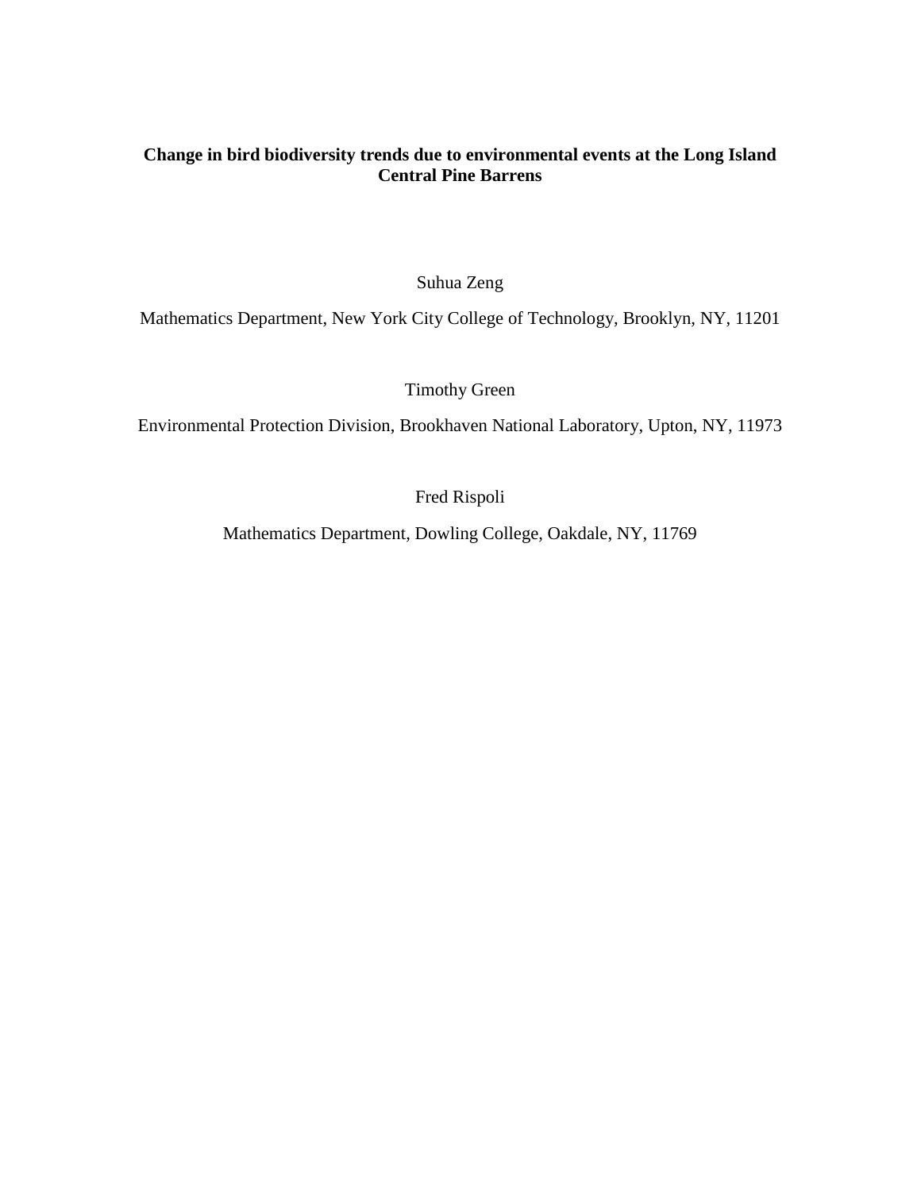# Change in bird biodiversity trends due to environmental events at the Long Island Central Pine Barrens

Suhua Zeng

Mathematics Department, New York City College of Technology, Brooklyn, NY, 11201

Timothy Green

Environmental Protection Division, Brookhaven National Laboratory, Upton, NY, 11973

Fred Rispoli

Mathematics Department, Dowling College, Oakdale, NY, 11769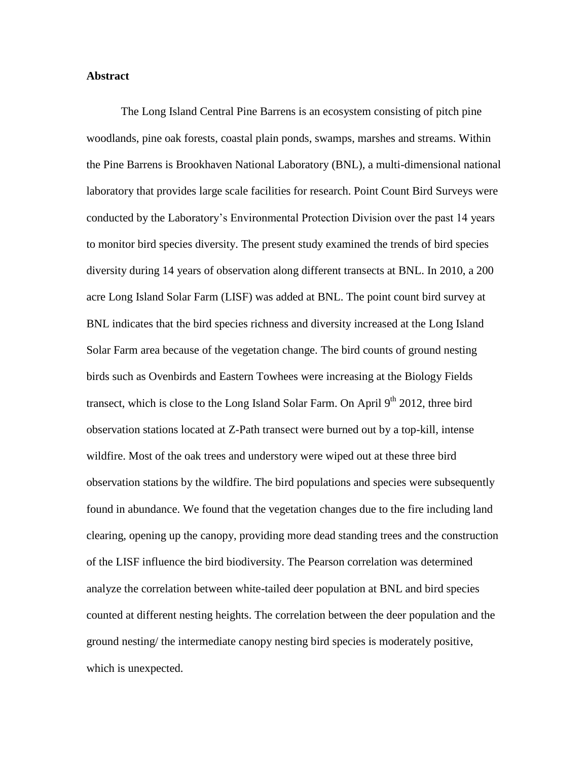**Abstract**

The Long Island Central Pine Barrens is an ecosystem consisting of pitch pine woodlands, pine oak forests, coastal plain ponds, swamps, marshes and streams. Within the Pine Barrens is Brookhaven National Laboratory (BNL), a multi-dimensional national laboratory that provides large scale facilities for research. Point Count Bird Surveys were conducted by the Laboratory's Environmental Protection Division over the past 14 years to monitor bird species diversity. The present study examined the trends of bird species diversity during 14 years of observation along different transects at BNL. In 2010, a 200 acre Long Island Solar Farm (LISF) was added at BNL. The point count bird survey at BNL indicates that the bird species richness and diversity increased at the Long Island Solar Farm area because of the vegetation change. The bird counts of ground nesting birds such as Ovenbirds and Eastern Towhees were increasing at the Biology Fields transect, which is close to the Long Island Solar Farm. On April 9th 2012, three bird observation stations located at Z-Path transect were burned out by a top-kill, intense wildfire. Most of the oak trees and understory were wiped out at these three bird observation stations by the wildfire. The bird populations and species were subsequently found in abundance. We found that the vegetation changes due to the fire including land clearing, opening up the canopy, providing more dead standing trees and the construction of the LISF influence the bird biodiversity. The Pearson correlation was determined analyze the correlation between white-tailed deer population at BNL and bird species counted at different nesting heights. The correlation between the deer population and the ground nesting/ the intermediate canopy nesting bird species is moderately positive, which is unexpected.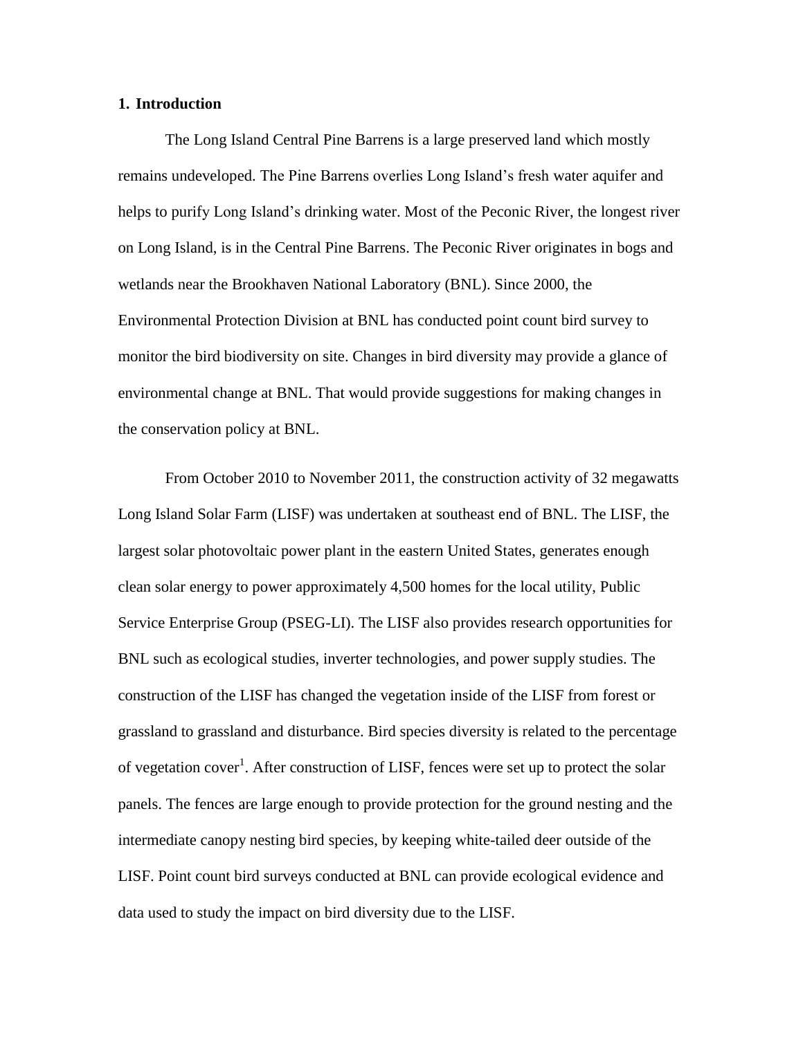## 1. Introduction

The Long Island Central Pine Barrens is a large preserved land which mostly remains undeveloped. The Pine Barrens overlies Long Island's fresh water aquifer and helps to purify Long Island's drinking water. Most of the Peconic River, the longest river on Long Island, is in the Central Pine Barrens. The Peconic River originates in bogs and wetlands near the Brookhaven National Laboratory (BNL). Since 2000, the Environmental Protection Division at BNL has conducted point count bird survey to monitor the bird biodiversity on site. Changes in bird diversity may provide a glance of environmental change at BNL. That would provide suggestions for making changes in the conservation policy at BNL.

From October 2010 to November 2011, the construction activity of 32 megawatts Long Island Solar Farm (LISF) was undertaken at southeast end of BNL. The LISF, the largest solar photovoltaic power plant in the eastern United States, generates enough clean solar energy to power approximately 4,500 homes for the local utility, Public Service Enterprise Group (PSEG-LI). The LISF also provides research opportunities for BNL such as ecological studies, inverter technologies, and power supply studies. The construction of the LISF has changed the vegetation inside of the LISF from forest or grassland to grassland and disturbance. Bird species diversity is related to the percentage of vegetation cover[1]. After construction of LISF, fences were set up to protect the solar panels. The fences are large enough to provide protection for the ground nesting and the intermediate canopy nesting bird species, by keeping white-tailed deer outside of the LISF. Point count bird surveys conducted at BNL can provide ecological evidence and data used to study the impact on bird diversity due to the LISF.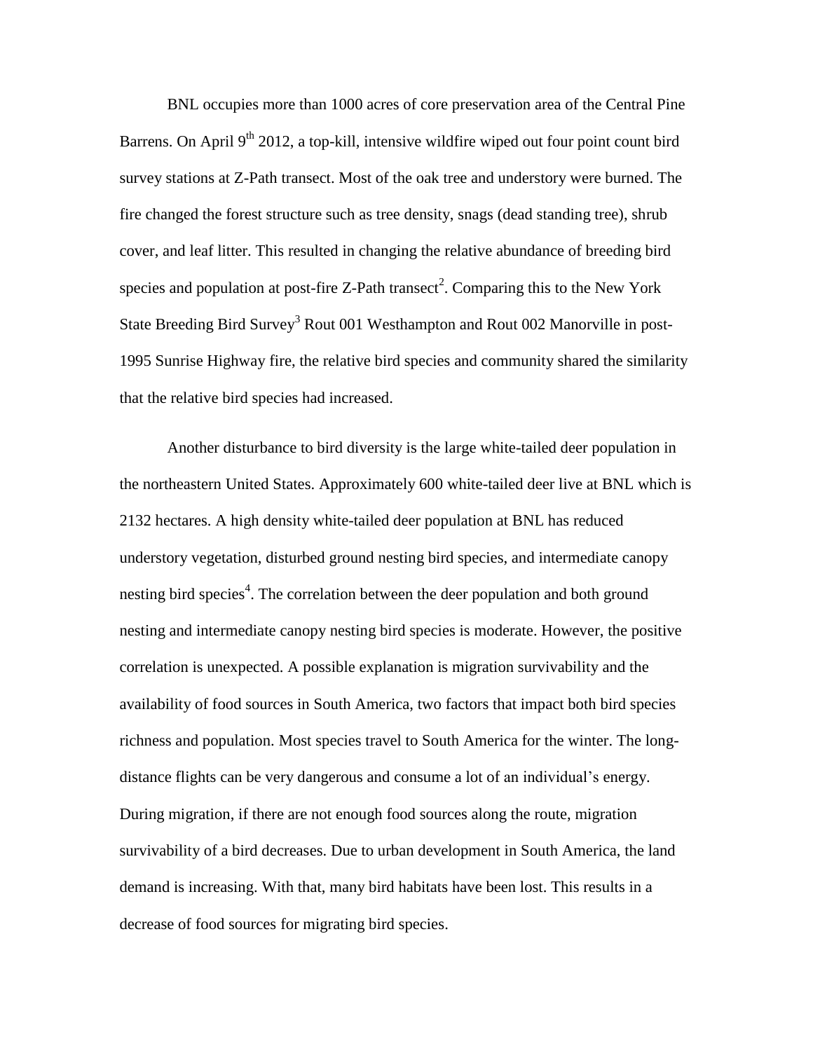BNL occupies more than 1000 acres of core preservation area of the Central Pine Barrens. On April $9^{th}$ 2012, a top-kill, intensive wildfire wiped out four point count bird survey stations at Z-Path transect. Most of the oak tree and understory were burned. The fire changed the forest structure such as tree density, snags (dead standing tree), shrub cover, and leaf litter. This resulted in changing the relative abundance of breeding bird species and population at post-fire Z-Path transect[2]. Comparing this to the New York State Breeding Bird Survey[3] Rout 001 Westhampton and Rout 002 Manorville in post-1995 Sunrise Highway fire, the relative bird species and community shared the similarity that the relative bird species had increased.

Another disturbance to bird diversity is the large white-tailed deer population in the northeastern United States. Approximately 600 white-tailed deer live at BNL which is 2132 hectares. A high density white-tailed deer population at BNL has reduced understory vegetation, disturbed ground nesting bird species, and intermediate canopy nesting bird species[4]. The correlation between the deer population and both ground nesting and intermediate canopy nesting bird species is moderate. However, the positive correlation is unexpected. A possible explanation is migration survivability and the availability of food sources in South America, two factors that impact both bird species richness and population. Most species travel to South America for the winter. The long-distance flights can be very dangerous and consume a lot of an individual's energy. During migration, if there are not enough food sources along the route, migration survivability of a bird decreases. Due to urban development in South America, the land demand is increasing. With that, many bird habitats have been lost. This results in a decrease of food sources for migrating bird species.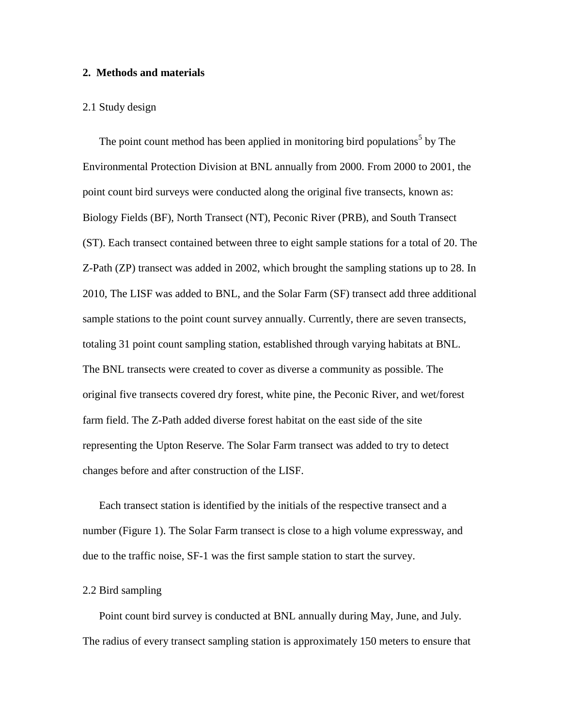## 2. Methods and materials

2.1 Study design

The point count method has been applied in monitoring bird populations[5] by The Environmental Protection Division at BNL annually from 2000. From 2000 to 2001, the point count bird surveys were conducted along the original five transects, known as: Biology Fields (BF), North Transect (NT), Peconic River (PRB), and South Transect (ST). Each transect contained between three to eight sample stations for a total of 20. The Z-Path (ZP) transect was added in 2002, which brought the sampling stations up to 28. In 2010, The LISF was added to BNL, and the Solar Farm (SF) transect add three additional sample stations to the point count survey annually. Currently, there are seven transects, totaling 31 point count sampling station, established through varying habitats at BNL. The BNL transects were created to cover as diverse a community as possible. The original five transects covered dry forest, white pine, the Peconic River, and wet/forest farm field. The Z-Path added diverse forest habitat on the east side of the site representing the Upton Reserve. The Solar Farm transect was added to try to detect changes before and after construction of the LISF.

Each transect station is identified by the initials of the respective transect and a number (Figure 1). The Solar Farm transect is close to a high volume expressway, and due to the traffic noise, SF-1 was the first sample station to start the survey.

2.2 Bird sampling

Point count bird survey is conducted at BNL annually during May, June, and July. The radius of every transect sampling station is approximately 150 meters to ensure that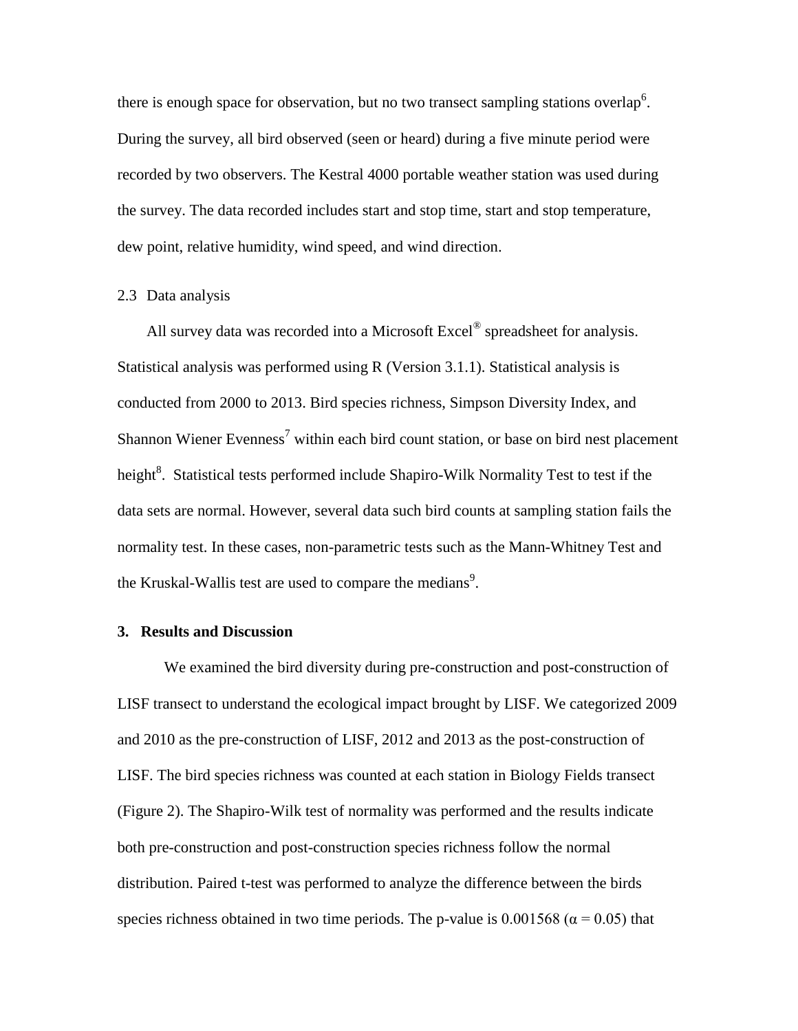there is enough space for observation, but no two transect sampling stations overlap[6]. During the survey, all bird observed (seen or heard) during a five minute period were recorded by two observers. The Kestral 4000 portable weather station was used during the survey. The data recorded includes start and stop time, start and stop temperature, dew point, relative humidity, wind speed, and wind direction.

## 2.3 Data analysis

All survey data was recorded into a Microsoft Excel® spreadsheet for analysis. Statistical analysis was performed using R (Version 3.1.1). Statistical analysis is conducted from 2000 to 2013. Bird species richness, Simpson Diversity Index, and Shannon Wiener Evenness[7] within each bird count station, or base on bird nest placement height[8]. Statistical tests performed include Shapiro-Wilk Normality Test to test if the data sets are normal. However, several data such bird counts at sampling station fails the normality test. In these cases, non-parametric tests such as the Mann-Whitney Test and the Kruskal-Wallis test are used to compare the medians[9].

## 3. Results and Discussion

We examined the bird diversity during pre-construction and post-construction of LISF transect to understand the ecological impact brought by LISF. We categorized 2009 and 2010 as the pre-construction of LISF, 2012 and 2013 as the post-construction of LISF. The bird species richness was counted at each station in Biology Fields transect (Figure 2). The Shapiro-Wilk test of normality was performed and the results indicate both pre-construction and post-construction species richness follow the normal distribution. Paired t-test was performed to analyze the difference between the birds species richness obtained in two time periods. The p-value is 0.001568 ($\alpha = 0.05$) that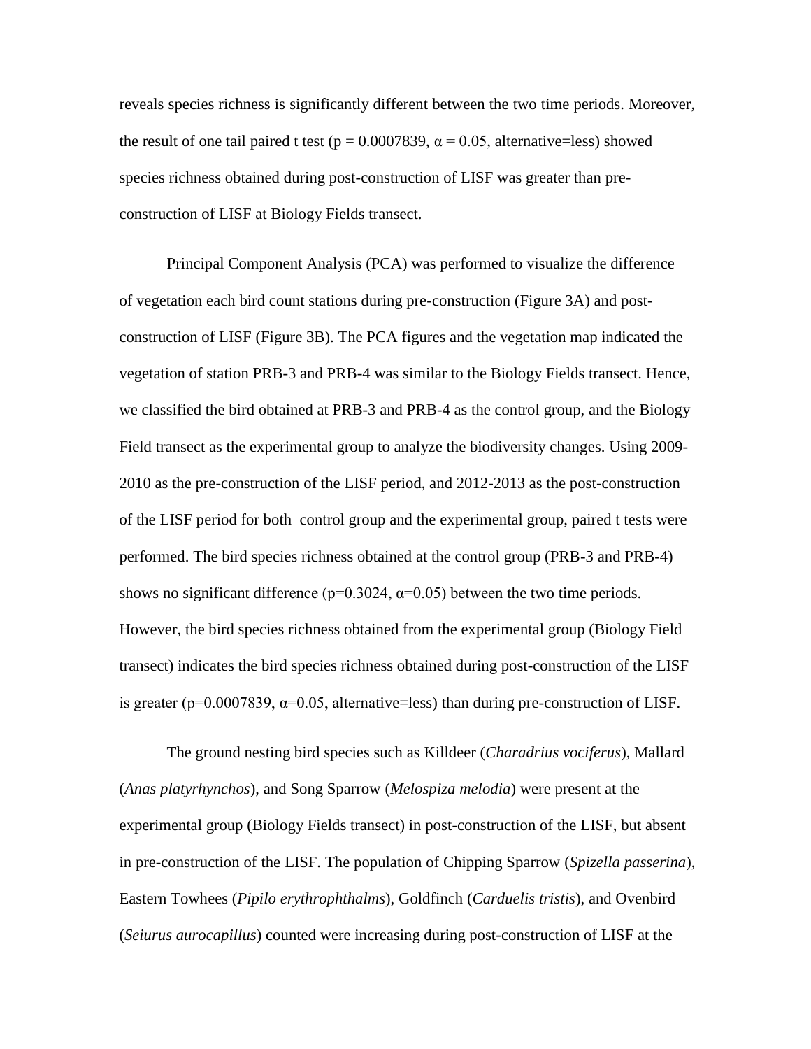reveals species richness is significantly different between the two time periods. Moreover, the result of one tail paired t test ($p = 0.0007839$, $\alpha = 0.05$, alternative=less) showed species richness obtained during post-construction of LISF was greater than pre-construction of LISF at Biology Fields transect.

Principal Component Analysis (PCA) was performed to visualize the difference of vegetation each bird count stations during pre-construction (Figure 3A) and post-construction of LISF (Figure 3B). The PCA figures and the vegetation map indicated the vegetation of station PRB-3 and PRB-4 was similar to the Biology Fields transect. Hence, we classified the bird obtained at PRB-3 and PRB-4 as the control group, and the Biology Field transect as the experimental group to analyze the biodiversity changes. Using 2009-2010 as the pre-construction of the LISF period, and 2012-2013 as the post-construction of the LISF period for both control group and the experimental group, paired t tests were performed. The bird species richness obtained at the control group (PRB-3 and PRB-4) shows no significant difference ($p=0.3024$, $\alpha=0.05$) between the two time periods. However, the bird species richness obtained from the experimental group (Biology Field transect) indicates the bird species richness obtained during post-construction of the LISF is greater ($p=0.0007839$, $\alpha=0.05$, alternative=less) than during pre-construction of LISF.

The ground nesting bird species such as Killdeer (*Charadrius vociferus*), Mallard (*Anas platyrhynchos*), and Song Sparrow (*Melospiza melodia*) were present at the experimental group (Biology Fields transect) in post-construction of the LISF, but absent in pre-construction of the LISF. The population of Chipping Sparrow (*Spizella passerina*), Eastern Towhees (*Pipilo erythrophthalms*), Goldfinch (*Carduelis tristis*), and Ovenbird (*Seiurus aurocapillus*) counted were increasing during post-construction of LISF at the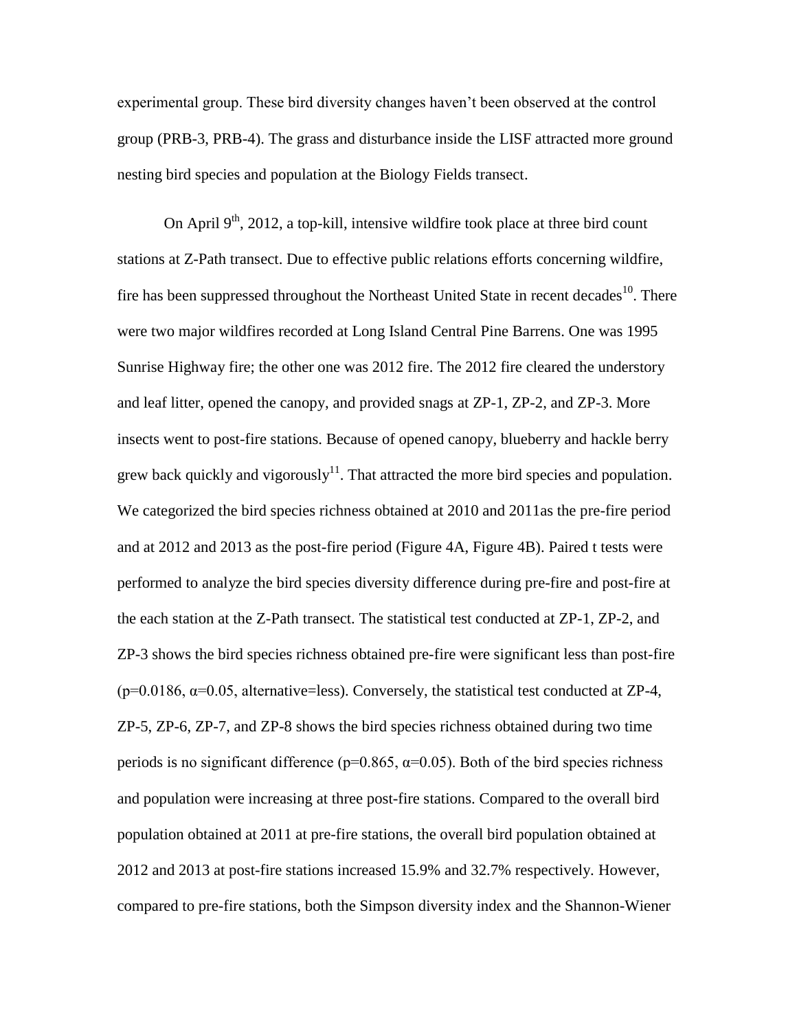experimental group. These bird diversity changes haven't been observed at the control group (PRB-3, PRB-4). The grass and disturbance inside the LISF attracted more ground nesting bird species and population at the Biology Fields transect.

On April 9th, 2012, a top-kill, intensive wildfire took place at three bird count stations at Z-Path transect. Due to effective public relations efforts concerning wildfire, fire has been suppressed throughout the Northeast United State in recent decades[10]. There were two major wildfires recorded at Long Island Central Pine Barrens. One was 1995 Sunrise Highway fire; the other one was 2012 fire. The 2012 fire cleared the understory and leaf litter, opened the canopy, and provided snags at ZP-1, ZP-2, and ZP-3. More insects went to post-fire stations. Because of opened canopy, blueberry and hackle berry grew back quickly and vigorously[11]. That attracted the more bird species and population. We categorized the bird species richness obtained at 2010 and 2011as the pre-fire period and at 2012 and 2013 as the post-fire period (Figure 4A, Figure 4B). Paired t tests were performed to analyze the bird species diversity difference during pre-fire and post-fire at the each station at the Z-Path transect. The statistical test conducted at ZP-1, ZP-2, and ZP-3 shows the bird species richness obtained pre-fire were significant less than post-fire ($p=0.0186$, $\alpha=0.05$, alternative=less). Conversely, the statistical test conducted at ZP-4, ZP-5, ZP-6, ZP-7, and ZP-8 shows the bird species richness obtained during two time periods is no significant difference ($p=0.865$, $\alpha=0.05$). Both of the bird species richness and population were increasing at three post-fire stations. Compared to the overall bird population obtained at 2011 at pre-fire stations, the overall bird population obtained at 2012 and 2013 at post-fire stations increased 15.9% and 32.7% respectively. However, compared to pre-fire stations, both the Simpson diversity index and the Shannon-Wiener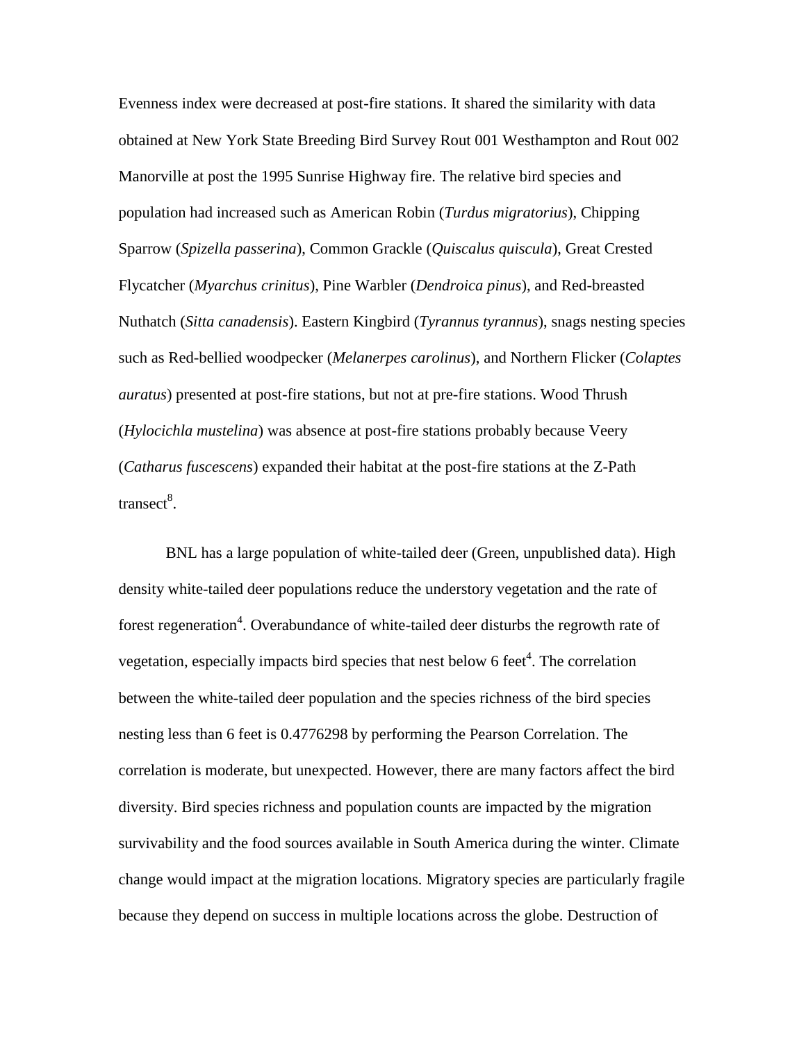Evenness index were decreased at post-fire stations. It shared the similarity with data obtained at New York State Breeding Bird Survey Rout 001 Westhampton and Rout 002 Manorville at post the 1995 Sunrise Highway fire. The relative bird species and population had increased such as American Robin (*Turdus migratorius*), Chipping Sparrow (*Spizella passerina*), Common Grackle (*Quiscalus quiscula*), Great Crested Flycatcher (*Myarchus crinitus*), Pine Warbler (*Dendroica pinus*), and Red-breasted Nuthatch (*Sitta canadensis*). Eastern Kingbird (*Tyrannus tyrannus*), snags nesting species such as Red-bellied woodpecker (*Melanerpes carolinus*), and Northern Flicker (*Colaptes auratus*) presented at post-fire stations, but not at pre-fire stations. Wood Thrush (*Hylocichla mustelina*) was absence at post-fire stations probably because Veery (*Catharus fuscescens*) expanded their habitat at the post-fire stations at the Z-Path transect[8].

BNL has a large population of white-tailed deer (Green, unpublished data). High density white-tailed deer populations reduce the understory vegetation and the rate of forest regeneration[4]. Overabundance of white-tailed deer disturbs the regrowth rate of vegetation, especially impacts bird species that nest below 6 feet[4]. The correlation between the white-tailed deer population and the species richness of the bird species nesting less than 6 feet is 0.4776298 by performing the Pearson Correlation. The correlation is moderate, but unexpected. However, there are many factors affect the bird diversity. Bird species richness and population counts are impacted by the migration survivability and the food sources available in South America during the winter. Climate change would impact at the migration locations. Migratory species are particularly fragile because they depend on success in multiple locations across the globe. Destruction of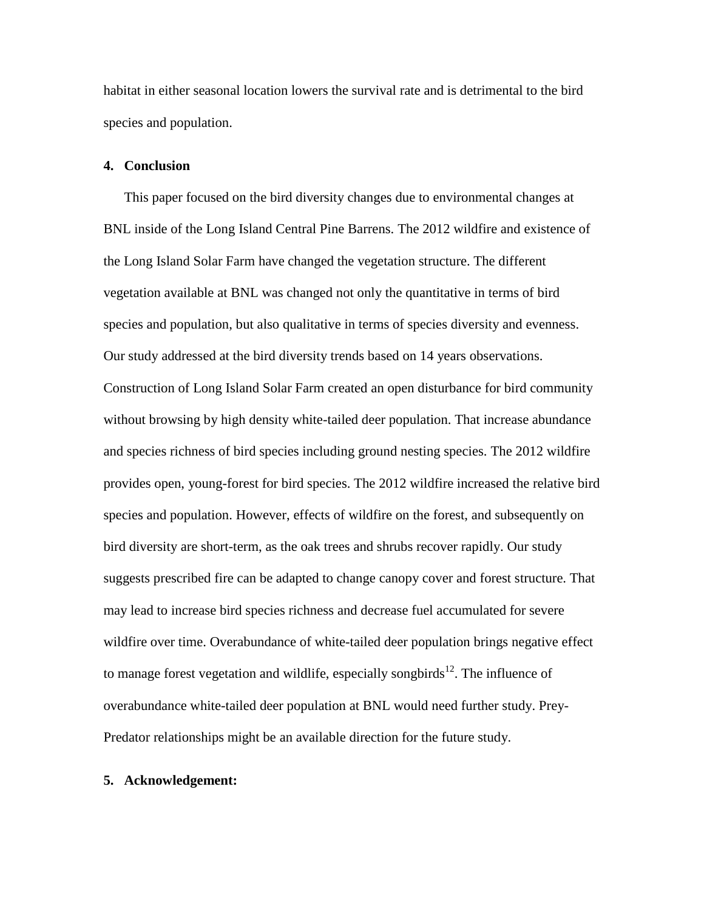habitat in either seasonal location lowers the survival rate and is detrimental to the bird species and population.

## 4. Conclusion

This paper focused on the bird diversity changes due to environmental changes at BNL inside of the Long Island Central Pine Barrens. The 2012 wildfire and existence of the Long Island Solar Farm have changed the vegetation structure. The different vegetation available at BNL was changed not only the quantitative in terms of bird species and population, but also qualitative in terms of species diversity and evenness. Our study addressed at the bird diversity trends based on 14 years observations. Construction of Long Island Solar Farm created an open disturbance for bird community without browsing by high density white-tailed deer population. That increase abundance and species richness of bird species including ground nesting species. The 2012 wildfire provides open, young-forest for bird species. The 2012 wildfire increased the relative bird species and population. However, effects of wildfire on the forest, and subsequently on bird diversity are short-term, as the oak trees and shrubs recover rapidly. Our study suggests prescribed fire can be adapted to change canopy cover and forest structure. That may lead to increase bird species richness and decrease fuel accumulated for severe wildfire over time. Overabundance of white-tailed deer population brings negative effect to manage forest vegetation and wildlife, especially songbirds[12]. The influence of overabundance white-tailed deer population at BNL would need further study. Prey-Predator relationships might be an available direction for the future study.

## 5. Acknowledgement: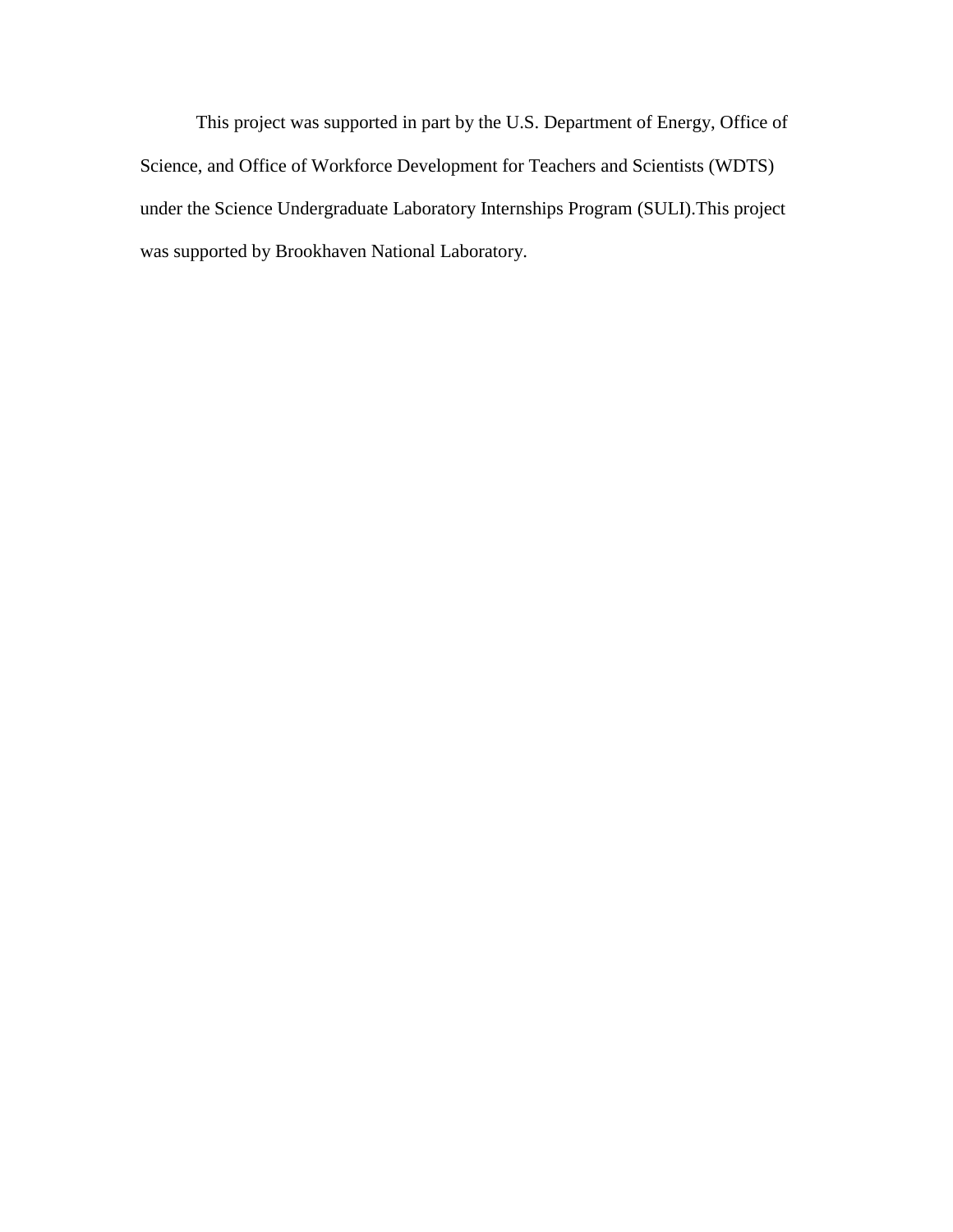This project was supported in part by the U.S. Department of Energy, Office of Science, and Office of Workforce Development for Teachers and Scientists (WDTS) under the Science Undergraduate Laboratory Internships Program (SULI).This project was supported by Brookhaven National Laboratory.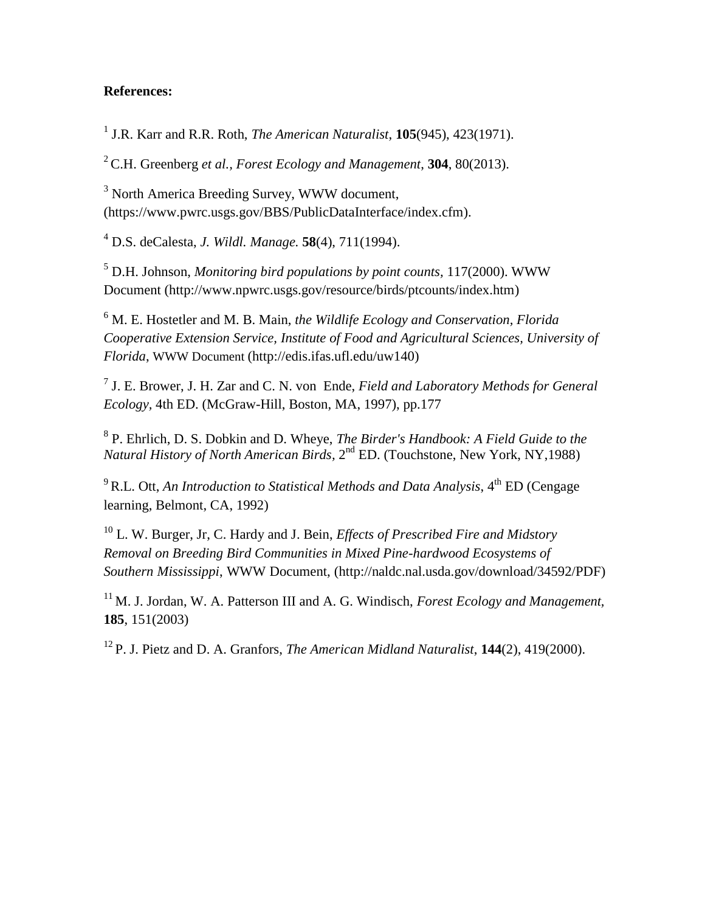**References:**

[1] J.R. Karr and R.R. Roth, *The American Naturalist*, **105**(945), 423(1971).

[2] C.H. Greenberg *et al.*, *Forest Ecology and Management*, **304**, 80(2013).

[3] North America Breeding Survey, WWW document, (https://www.pwrc.usgs.gov/BBS/PublicDataInterface/index.cfm).

[4] D.S. deCalesta, *J. Wildl. Manage.* **58**(4), 711(1994).

[5] D.H. Johnson, *Monitoring bird populations by point counts*, 117(2000). WWW Document (http://www.npwrc.usgs.gov/resource/birds/ptcounts/index.htm)

[6] M. E. Hostetler and M. B. Main, *the Wildlife Ecology and Conservation, Florida Cooperative Extension Service, Institute of Food and Agricultural Sciences, University of Florida*, WWW Document (http://edis.ifas.ufl.edu/uw140)

[7] J. E. Brower, J. H. Zar and C. N. von Ende, *Field and Laboratory Methods for General Ecology,* 4th ED. (McGraw-Hill, Boston, MA, 1997), pp.177

[8] P. Ehrlich, D. S. Dobkin and D. Wheye, *The Birder's Handbook: A Field Guide to the Natural History of North American Birds,* 2nd ED. (Touchstone, New York, NY,1988)

[9] R.L. Ott, *An Introduction to Statistical Methods and Data Analysis*, 4th ED (Cengage learning, Belmont, CA, 1992)

[10] L. W. Burger, Jr, C. Hardy and J. Bein, *Effects of Prescribed Fire and Midstory Removal on Breeding Bird Communities in Mixed Pine-hardwood Ecosystems of Southern Mississippi*, WWW Document, (http://naldc.nal.usda.gov/download/34592/PDF)

[11] M. J. Jordan, W. A. Patterson III and A. G. Windisch, *Forest Ecology and Management,* **185**, 151(2003)

[12] P. J. Pietz and D. A. Granfors, *The American Midland Naturalist*, **144**(2), 419(2000).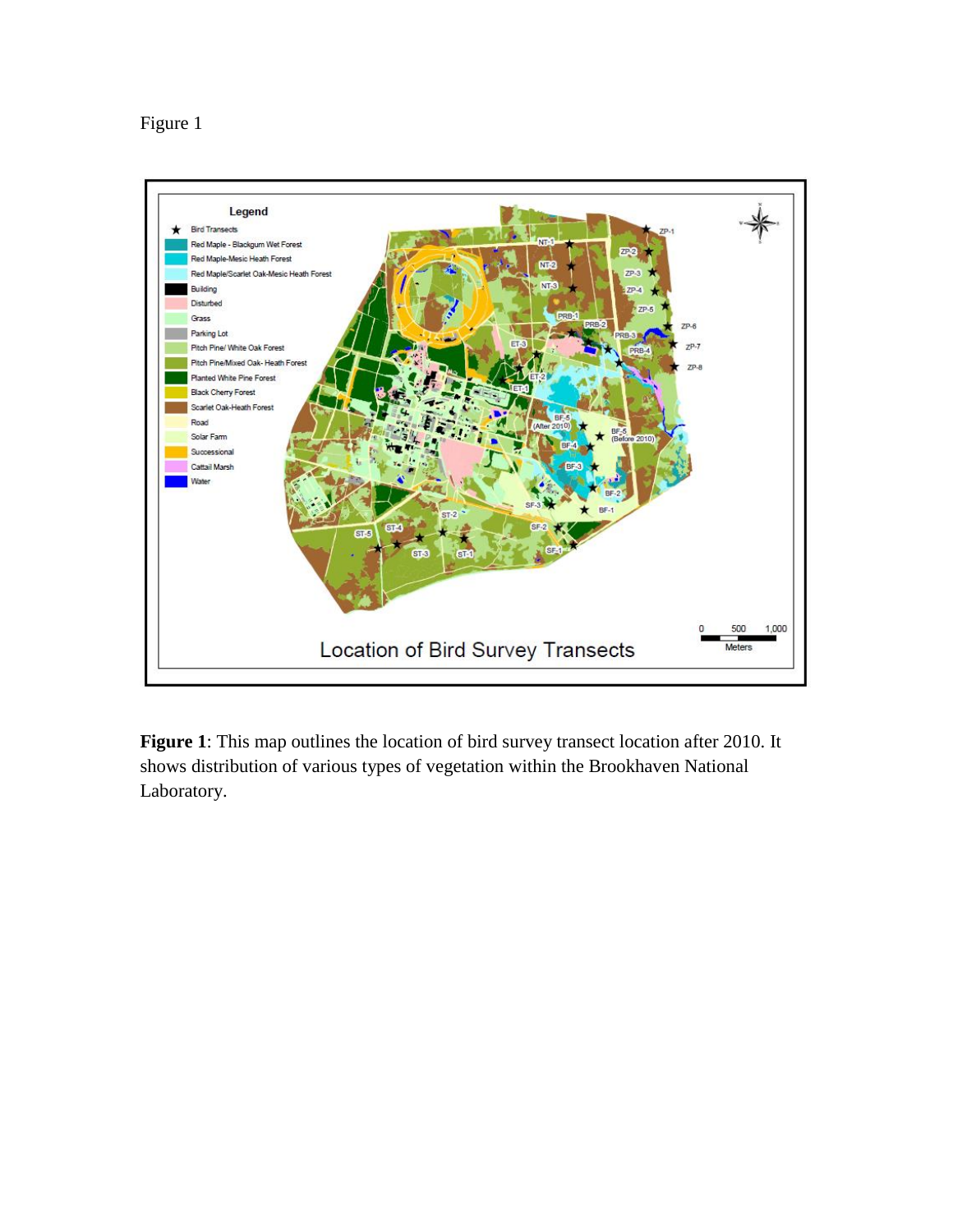Figure 1

**Figure 1**: This map outlines the location of bird survey transect location after 2010. It shows distribution of various types of vegetation within the Brookhaven National Laboratory.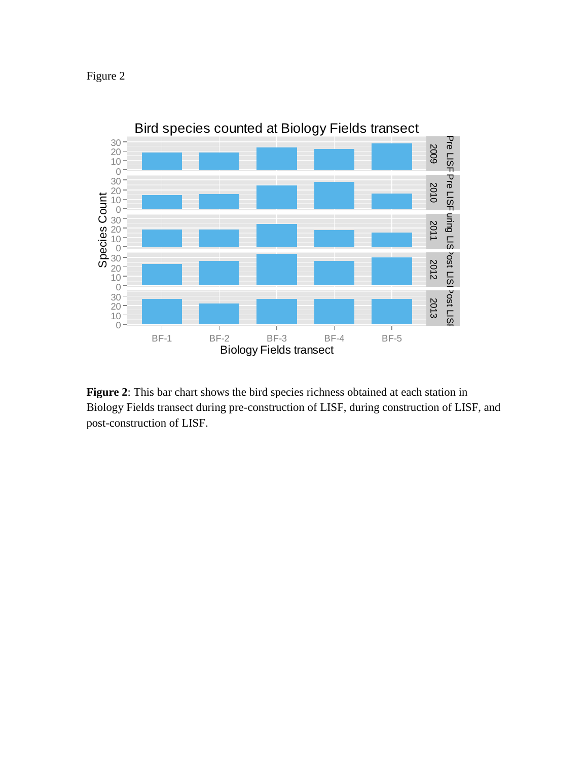Figure 2

**Figure 2**: This bar chart shows the bird species richness obtained at each station in Biology Fields transect during pre-construction of LISF, during construction of LISF, and post-construction of LISF.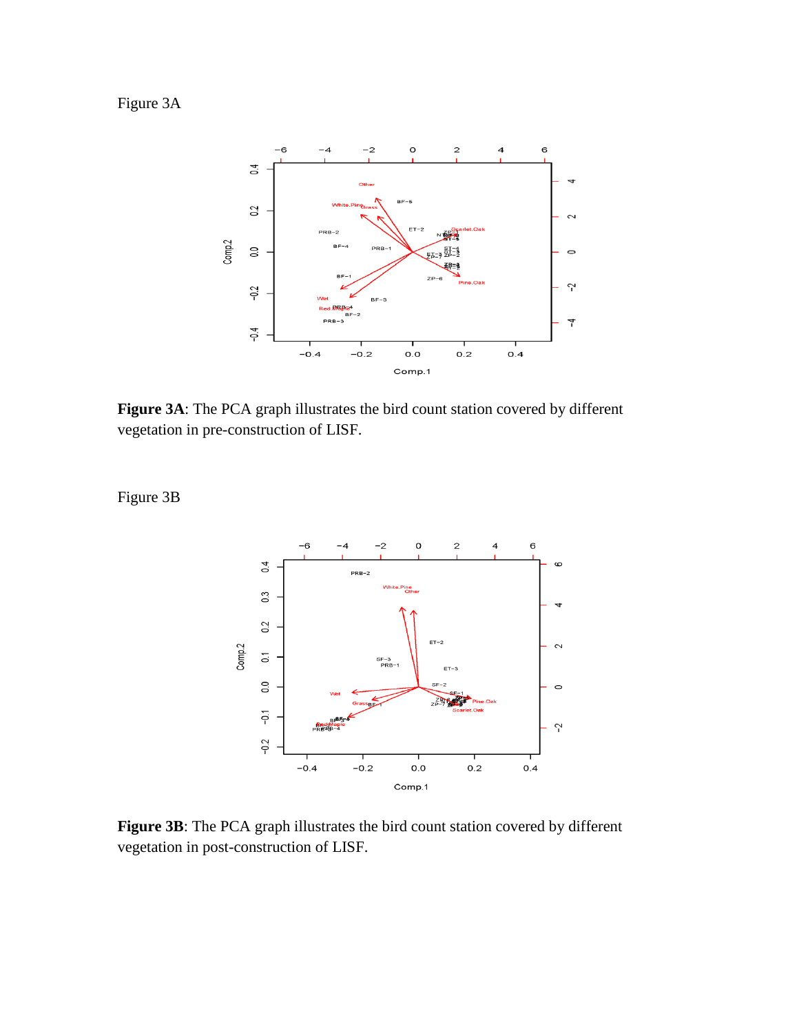Figure 3A

**Figure 3A**: The PCA graph illustrates the bird count station covered by different vegetation in pre-construction of LISF.

Figure 3B

**Figure 3B**: The PCA graph illustrates the bird count station covered by different vegetation in post-construction of LISF.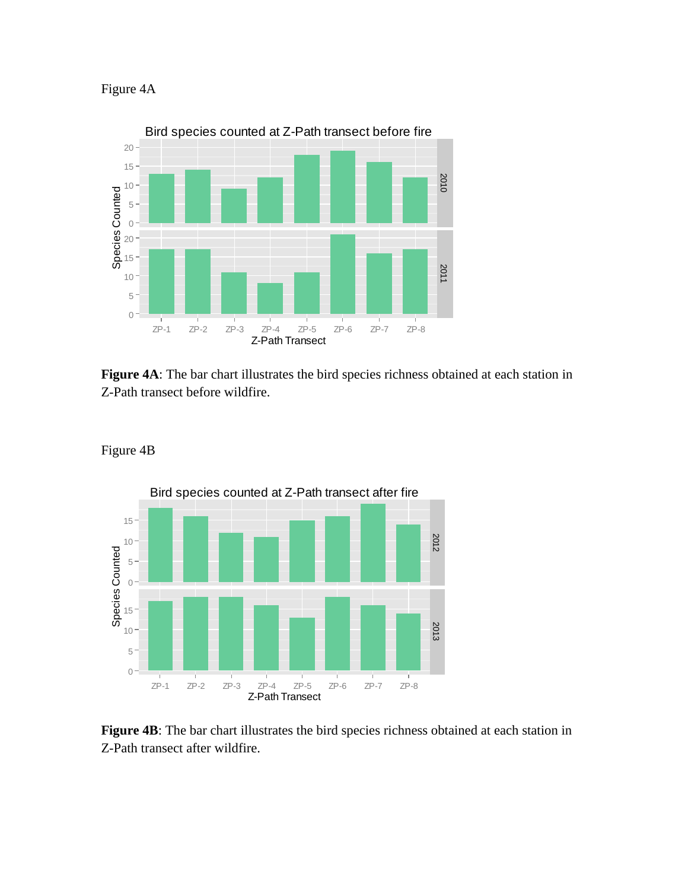Figure 4A

Bird species counted at Z-Path transect before fire

Species Counted

0 5 10 15 20

2010

2011

ZP-1 ZP-2 ZP-3 ZP-4 ZP-5 ZP-6 ZP-7 ZP-8

Z-Path Transect

**Figure 4A**: The bar chart illustrates the bird species richness obtained at each station in Z-Path transect before wildfire.

Figure 4B

Bird species counted at Z-Path transect after fire

Species Counted

0 5 10 15

2012

2013

ZP-1 ZP-2 ZP-3 ZP-4 ZP-5 ZP-6 ZP-7 ZP-8

Z-Path Transect

**Figure 4B**: The bar chart illustrates the bird species richness obtained at each station in Z-Path transect after wildfire.